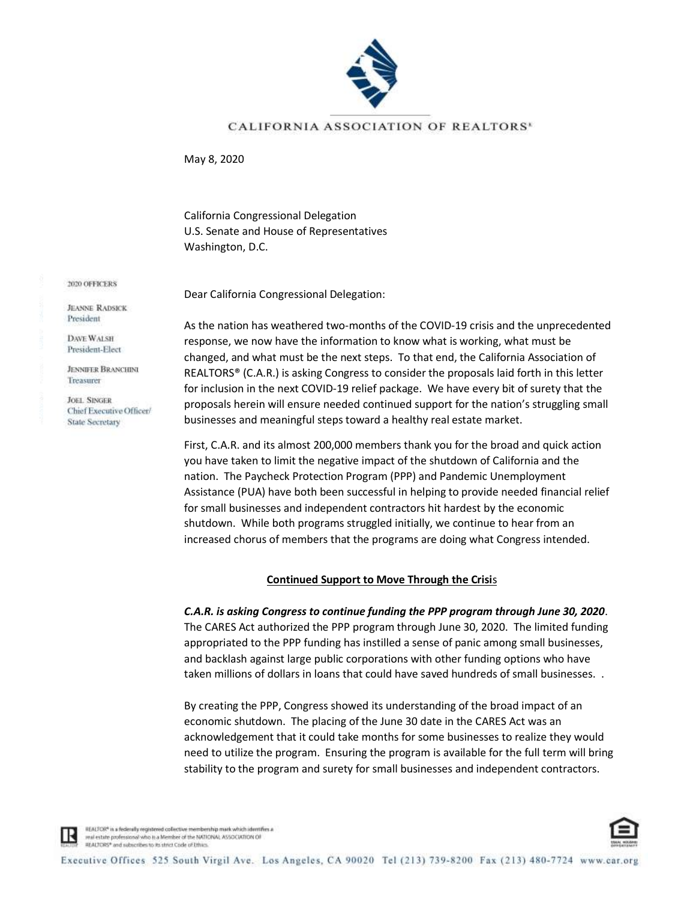CALIFORNIA ASSOCIATION OF REALTORS®

May 8, 2020

California Congressional Delegation
U.S. Senate and House of Representatives
Washington, D.C.

2020 OFFICERS

JEANNE RADSICK
President

DAVE WALSH
President-Elect

JENNIFER BRANCHINI
Treasurer

JOEL SINGER
Chief Executive Officer/
State Secretary

Dear California Congressional Delegation:

As the nation has weathered two-months of the COVID-19 crisis and the unprecedented response, we now have the information to know what is working, what must be changed, and what must be the next steps. To that end, the California Association of REALTORS® (C.A.R.) is asking Congress to consider the proposals laid forth in this letter for inclusion in the next COVID-19 relief package. We have every bit of surety that the proposals herein will ensure needed continued support for the nation's struggling small businesses and meaningful steps toward a healthy real estate market.

First, C.A.R. and its almost 200,000 members thank you for the broad and quick action you have taken to limit the negative impact of the shutdown of California and the nation. The Paycheck Protection Program (PPP) and Pandemic Unemployment Assistance (PUA) have both been successful in helping to provide needed financial relief for small businesses and independent contractors hit hardest by the economic shutdown. While both programs struggled initially, we continue to hear from an increased chorus of members that the programs are doing what Congress intended.

**Continued Support to Move Through the Crisis**

***C.A.R. is asking Congress to continue funding the PPP program through June 30, 2020***. The CARES Act authorized the PPP program through June 30, 2020. The limited funding appropriated to the PPP funding has instilled a sense of panic among small businesses, and backlash against large public corporations with other funding options who have taken millions of dollars in loans that could have saved hundreds of small businesses. .

By creating the PPP, Congress showed its understanding of the broad impact of an economic shutdown. The placing of the June 30 date in the CARES Act was an acknowledgement that it could take months for some businesses to realize they would need to utilize the program. Ensuring the program is available for the full term will bring stability to the program and surety for small businesses and independent contractors.

REALTOR® is a federally registered collective membership mark which identifies a real estate professional who is a Member of the NATIONAL ASSOCIATION OF REALTORS® and subscribes to its strict Code of Ethics.

Executive Offices 525 South Virgil Ave. Los Angeles, CA 90020 Tel (213) 739-8200 Fax (213) 480-7724 www.car.org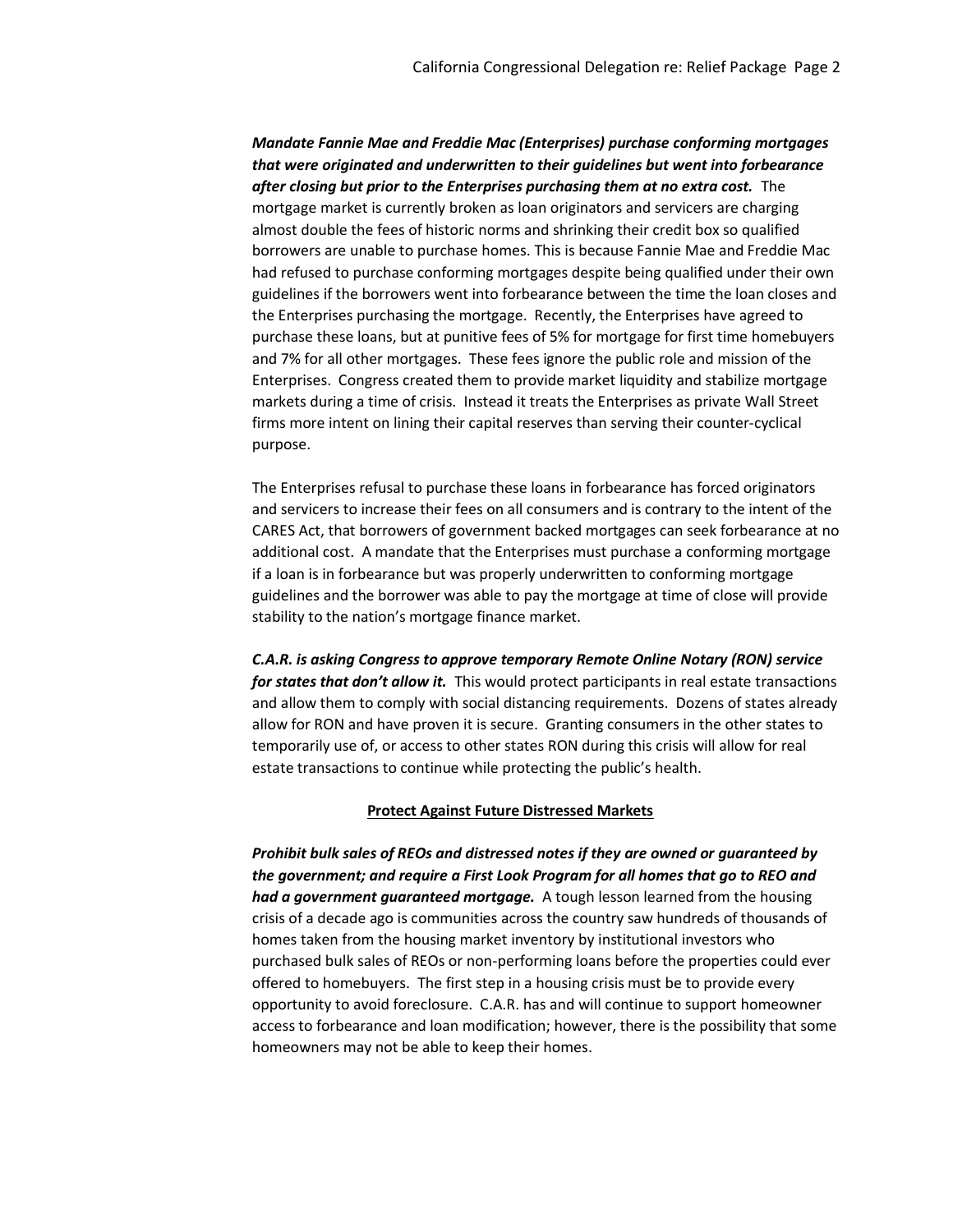***Mandate Fannie Mae and Freddie Mac (Enterprises) purchase conforming mortgages that were originated and underwritten to their guidelines but went into forbearance after closing but prior to the Enterprises purchasing them at no extra cost.*** The mortgage market is currently broken as loan originators and servicers are charging almost double the fees of historic norms and shrinking their credit box so qualified borrowers are unable to purchase homes. This is because Fannie Mae and Freddie Mac had refused to purchase conforming mortgages despite being qualified under their own guidelines if the borrowers went into forbearance between the time the loan closes and the Enterprises purchasing the mortgage. Recently, the Enterprises have agreed to purchase these loans, but at punitive fees of 5% for mortgage for first time homebuyers and 7% for all other mortgages. These fees ignore the public role and mission of the Enterprises. Congress created them to provide market liquidity and stabilize mortgage markets during a time of crisis. Instead it treats the Enterprises as private Wall Street firms more intent on lining their capital reserves than serving their counter-cyclical purpose.

The Enterprises refusal to purchase these loans in forbearance has forced originators and servicers to increase their fees on all consumers and is contrary to the intent of the CARES Act, that borrowers of government backed mortgages can seek forbearance at no additional cost. A mandate that the Enterprises must purchase a conforming mortgage if a loan is in forbearance but was properly underwritten to conforming mortgage guidelines and the borrower was able to pay the mortgage at time of close will provide stability to the nation's mortgage finance market.

***C.A.R. is asking Congress to approve temporary Remote Online Notary (RON) service for states that don't allow it.*** This would protect participants in real estate transactions and allow them to comply with social distancing requirements. Dozens of states already allow for RON and have proven it is secure. Granting consumers in the other states to temporarily use of, or access to other states RON during this crisis will allow for real estate transactions to continue while protecting the public's health.

## Protect Against Future Distressed Markets

***Prohibit bulk sales of REOs and distressed notes if they are owned or guaranteed by the government; and require a First Look Program for all homes that go to REO and had a government guaranteed mortgage.*** A tough lesson learned from the housing crisis of a decade ago is communities across the country saw hundreds of thousands of homes taken from the housing market inventory by institutional investors who purchased bulk sales of REOs or non-performing loans before the properties could ever offered to homebuyers. The first step in a housing crisis must be to provide every opportunity to avoid foreclosure. C.A.R. has and will continue to support homeowner access to forbearance and loan modification; however, there is the possibility that some homeowners may not be able to keep their homes.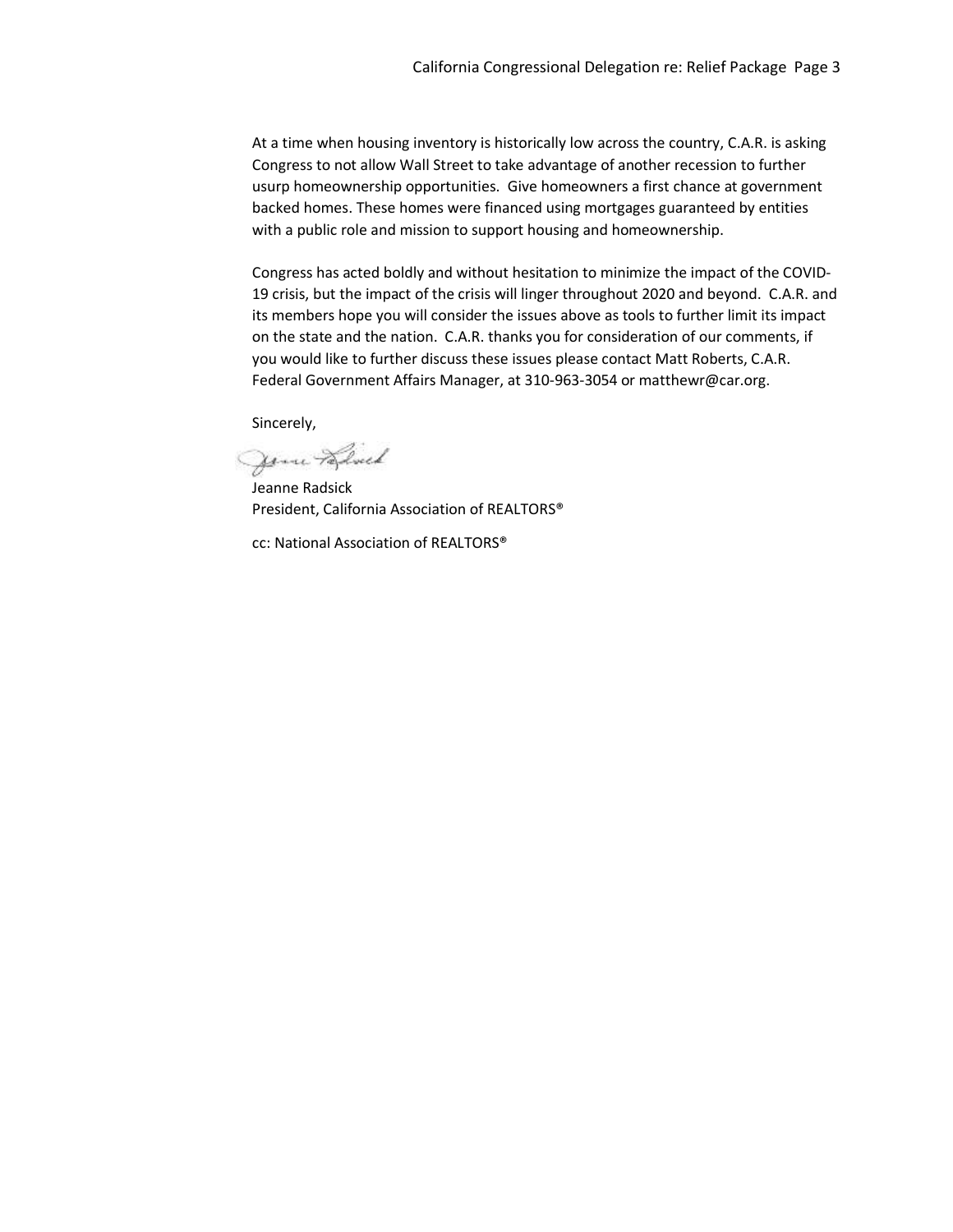At a time when housing inventory is historically low across the country, C.A.R. is asking Congress to not allow Wall Street to take advantage of another recession to further usurp homeownership opportunities. Give homeowners a first chance at government backed homes. These homes were financed using mortgages guaranteed by entities with a public role and mission to support housing and homeownership.

Congress has acted boldly and without hesitation to minimize the impact of the COVID-19 crisis, but the impact of the crisis will linger throughout 2020 and beyond. C.A.R. and its members hope you will consider the issues above as tools to further limit its impact on the state and the nation. C.A.R. thanks you for consideration of our comments, if you would like to further discuss these issues please contact Matt Roberts, C.A.R. Federal Government Affairs Manager, at 310-963-3054 or matthewr@car.org.

Sincerely,

Jeanne Radsick
President, California Association of REALTORS®

cc: National Association of REALTORS®